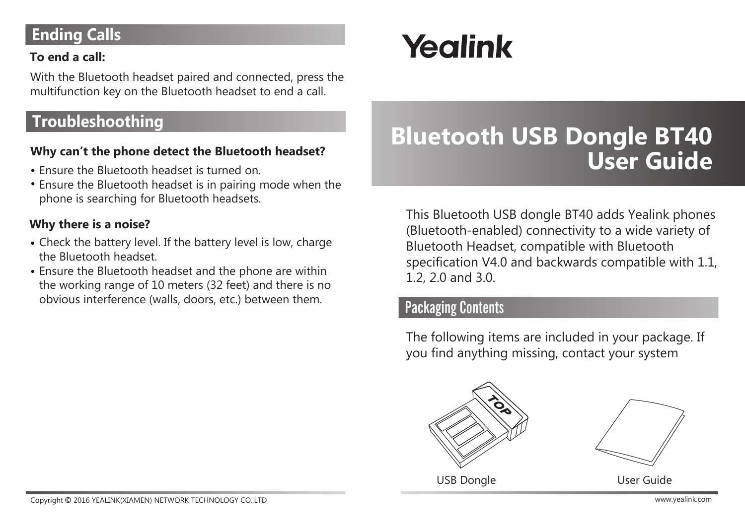# Yealink

# Bluetooth USB Dongle BT40 User Guide

This Bluetooth USB dongle BT40 adds Yealink phones (Bluetooth-enabled) connectivity to a wide variety of Bluetooth Headset, compatible with Bluetooth specification V4.0 and backwards compatible with 1.1, 1.2, 2.0 and 3.0.

## Packaging Contents

The following items are included in your package. If you find anything missing, contact your system

USB Dongle

User Guide

## Ending Calls

**To end a call:**

With the Bluetooth headset paired and connected, press the multifunction key on the Bluetooth headset to end a call.

## Troubleshooting

**Why can't the phone detect the Bluetooth headset?**

- Ensure the Bluetooth headset is turned on.
- Ensure the Bluetooth headset is in pairing mode when the phone is searching for Bluetooth headsets.

**Why there is a noise?**

- Check the battery level. If the battery level is low, charge the Bluetooth headset.
- Ensure the Bluetooth headset and the phone are within the working range of 10 meters (32 feet) and there is no obvious interference (walls, doors, etc.) between them.

Copyright © 2016 YEALINK(XIAMEN) NETWORK TECHNOLOGY CO.,LTD

www.yealink.com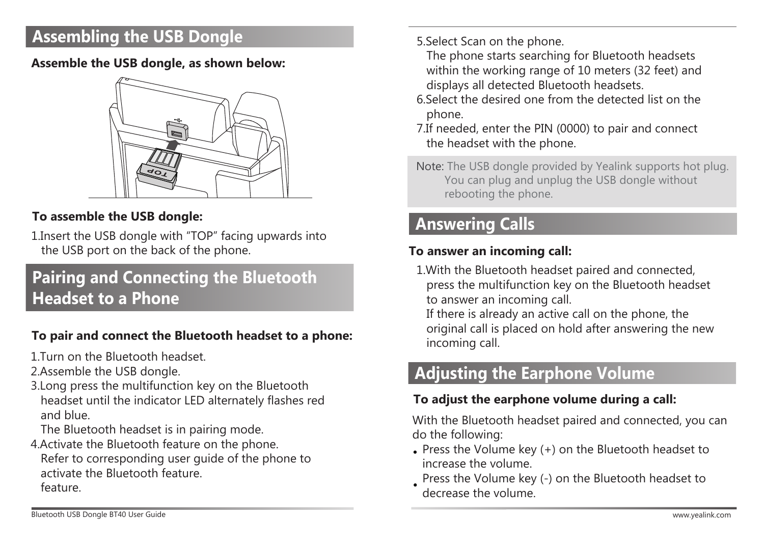## Assembling the USB Dongle

**Assemble the USB dongle, as shown below:**

**To assemble the USB dongle:**

1.Insert the USB dongle with “TOP” facing upwards into the USB port on the back of the phone.

## Pairing and Connecting the Bluetooth Headset to a Phone

**To pair and connect the Bluetooth headset to a phone:**

1.Turn on the Bluetooth headset.
2.Assemble the USB dongle.
3.Long press the multifunction key on the Bluetooth headset until the indicator LED alternately flashes red and blue.
The Bluetooth headset is in pairing mode.
4.Activate the Bluetooth feature on the phone.
Refer to corresponding user guide of the phone to activate the Bluetooth feature.
feature.
5.Select Scan on the phone.
The phone starts searching for Bluetooth headsets within the working range of 10 meters (32 feet) and displays all detected Bluetooth headsets.
6.Select the desired one from the detected list on the phone.
7.If needed, enter the PIN (0000) to pair and connect the headset with the phone.

Note: The USB dongle provided by Yealink supports hot plug. You can plug and unplug the USB dongle without rebooting the phone.

## Answering Calls

**To answer an incoming call:**

1.With the Bluetooth headset paired and connected, press the multifunction key on the Bluetooth headset to answer an incoming call.
If there is already an active call on the phone, the original call is placed on hold after answering the new incoming call.

## Adjusting the Earphone Volume

**To adjust the earphone volume during a call:**

With the Bluetooth headset paired and connected, you can do the following:

- Press the Volume key (+) on the Bluetooth headset to increase the volume.
- Press the Volume key (-) on the Bluetooth headset to decrease the volume.